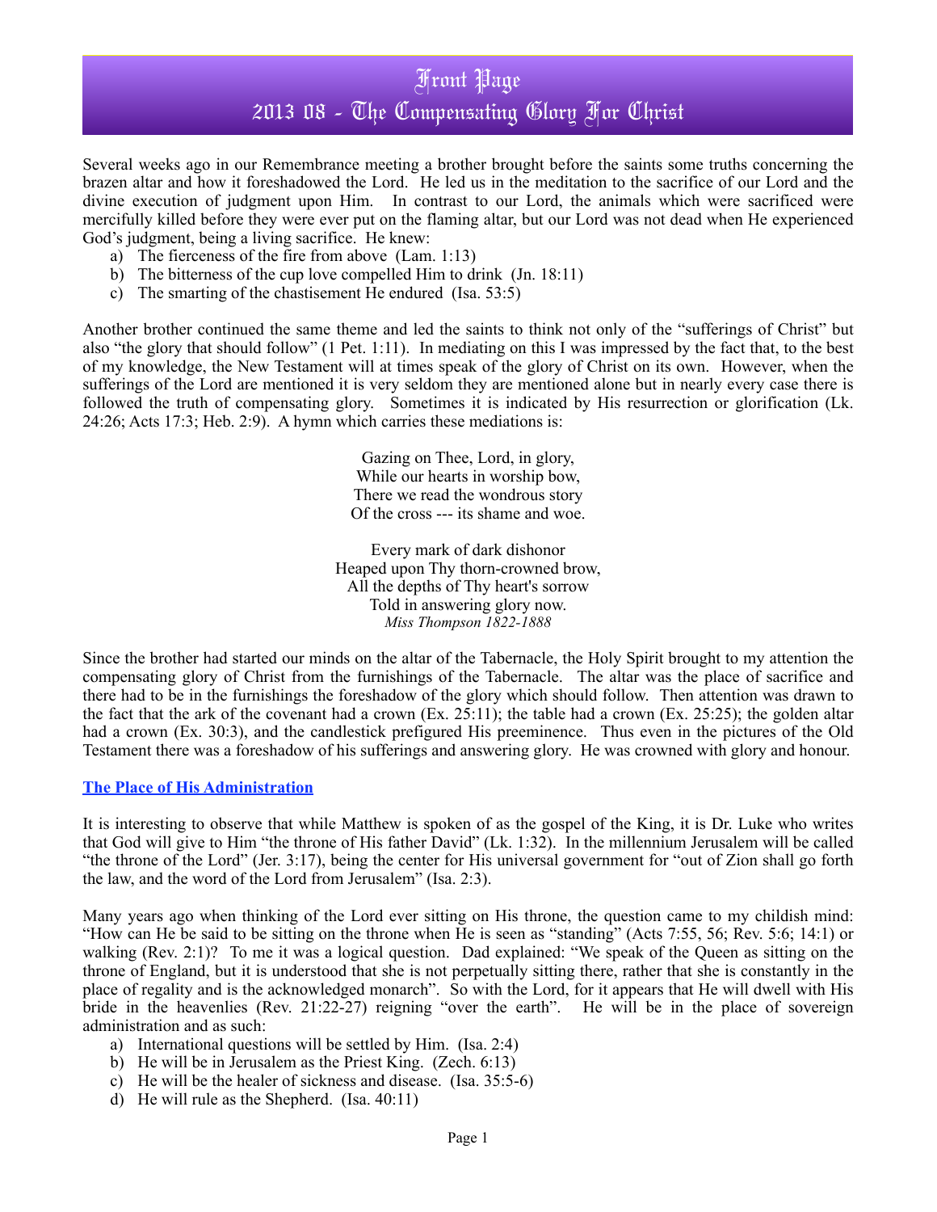# Front Page

## 2013 08 - The Compensating Glory For Christ

Several weeks ago in our Remembrance meeting a brother brought before the saints some truths concerning the brazen altar and how it foreshadowed the Lord. He led us in the meditation to the sacrifice of our Lord and the divine execution of judgment upon Him. In contrast to our Lord, the animals which were sacrificed were mercifully killed before they were ever put on the flaming altar, but our Lord was not dead when He experienced God's judgment, being a living sacrifice. He knew:

a) The fierceness of the fire from above (Lam. 1:13)
b) The bitterness of the cup love compelled Him to drink (Jn. 18:11)
c) The smarting of the chastisement He endured (Isa. 53:5)

Another brother continued the same theme and led the saints to think not only of the "sufferings of Christ" but also "the glory that should follow" (1 Pet. 1:11). In mediating on this I was impressed by the fact that, to the best of my knowledge, the New Testament will at times speak of the glory of Christ on its own. However, when the sufferings of the Lord are mentioned it is very seldom they are mentioned alone but in nearly every case there is followed the truth of compensating glory. Sometimes it is indicated by His resurrection or glorification (Lk. 24:26; Acts 17:3; Heb. 2:9). A hymn which carries these mediations is:

Gazing on Thee, Lord, in glory,
While our hearts in worship bow,
There we read the wondrous story
Of the cross --- its shame and woe.

Every mark of dark dishonor
Heaped upon Thy thorn-crowned brow,
All the depths of Thy heart's sorrow
Told in answering glory now.
*Miss Thompson 1822-1888*

Since the brother had started our minds on the altar of the Tabernacle, the Holy Spirit brought to my attention the compensating glory of Christ from the furnishings of the Tabernacle. The altar was the place of sacrifice and there had to be in the furnishings the foreshadow of the glory which should follow. Then attention was drawn to the fact that the ark of the covenant had a crown (Ex. 25:11); the table had a crown (Ex. 25:25); the golden altar had a crown (Ex. 30:3), and the candlestick prefigured His preeminence. Thus even in the pictures of the Old Testament there was a foreshadow of his sufferings and answering glory. He was crowned with glory and honour.

### The Place of His Administration

It is interesting to observe that while Matthew is spoken of as the gospel of the King, it is Dr. Luke who writes that God will give to Him "the throne of His father David" (Lk. 1:32). In the millennium Jerusalem will be called "the throne of the Lord" (Jer. 3:17), being the center for His universal government for "out of Zion shall go forth the law, and the word of the Lord from Jerusalem" (Isa. 2:3).

Many years ago when thinking of the Lord ever sitting on His throne, the question came to my childish mind: "How can He be said to be sitting on the throne when He is seen as "standing" (Acts 7:55, 56; Rev. 5:6; 14:1) or walking (Rev. 2:1)? To me it was a logical question. Dad explained: "We speak of the Queen as sitting on the throne of England, but it is understood that she is not perpetually sitting there, rather that she is constantly in the place of regality and is the acknowledged monarch". So with the Lord, for it appears that He will dwell with His bride in the heavenlies (Rev. 21:22-27) reigning "over the earth". He will be in the place of sovereign administration and as such:

a) International questions will be settled by Him. (Isa. 2:4)
b) He will be in Jerusalem as the Priest King. (Zech. 6:13)
c) He will be the healer of sickness and disease. (Isa. 35:5-6)
d) He will rule as the Shepherd. (Isa. 40:11)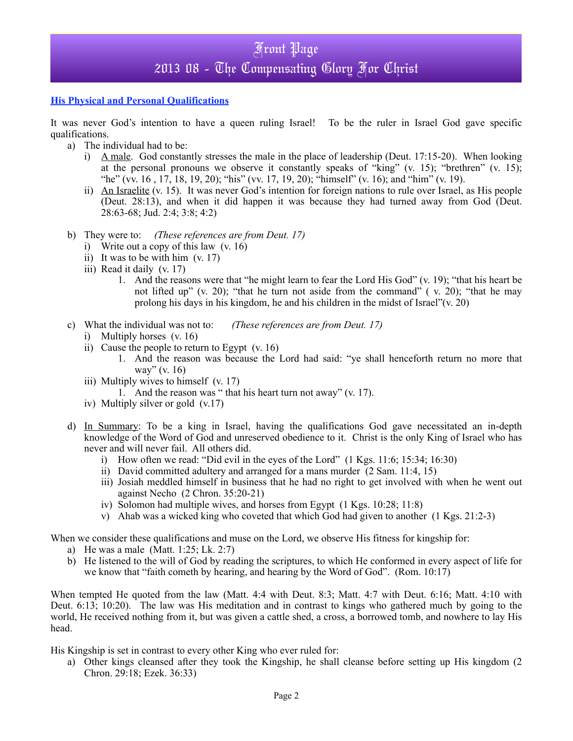## His Physical and Personal Qualifications

It was never God's intention to have a queen ruling Israel! To be the ruler in Israel God gave specific qualifications.

a) The individual had to be:
   i) <u>A male</u>. God constantly stresses the male in the place of leadership (Deut. 17:15-20). When looking at the personal pronouns we observe it constantly speaks of "king" (v. 15); "brethren" (v. 15); "he" (vv. 16 , 17, 18, 19, 20); "his" (vv. 17, 19, 20); "himself" (v. 16); and "him" (v. 19).
   ii) <u>An Israelite</u> (v. 15). It was never God's intention for foreign nations to rule over Israel, as His people (Deut. 28:13), and when it did happen it was because they had turned away from God (Deut. 28:63-68; Jud. 2:4; 3:8; 4:2)

b) They were to: *(These references are from Deut. 17)*
   i) Write out a copy of this law (v. 16)
   ii) It was to be with him (v. 17)
   iii) Read it daily (v. 17)
      1. And the reasons were that "he might learn to fear the Lord His God" (v. 19); "that his heart be not lifted up" (v. 20); "that he turn not aside from the command" ( v. 20); "that he may prolong his days in his kingdom, he and his children in the midst of Israel"(v. 20)

c) What the individual was not to: *(These references are from Deut. 17)*
   i) Multiply horses (v. 16)
   ii) Cause the people to return to Egypt (v. 16)
      1. And the reason was because the Lord had said: "ye shall henceforth return no more that way" (v. 16)
   iii) Multiply wives to himself (v. 17)
      1. And the reason was " that his heart turn not away" (v. 17).
   iv) Multiply silver or gold (v.17)

d) <u>In Summary</u>: To be a king in Israel, having the qualifications God gave necessitated an in-depth knowledge of the Word of God and unreserved obedience to it. Christ is the only King of Israel who has never and will never fail. All others did.
   i) How often we read: "Did evil in the eyes of the Lord" (1 Kgs. 11:6; 15:34; 16:30)
   ii) David committed adultery and arranged for a mans murder (2 Sam. 11:4, 15)
   iii) Josiah meddled himself in business that he had no right to get involved with when he went out against Necho (2 Chron. 35:20-21)
   iv) Solomon had multiple wives, and horses from Egypt (1 Kgs. 10:28; 11:8)
   v) Ahab was a wicked king who coveted that which God had given to another (1 Kgs. 21:2-3)

When we consider these qualifications and muse on the Lord, we observe His fitness for kingship for:

a) He was a male (Matt. 1:25; Lk. 2:7)
b) He listened to the will of God by reading the scriptures, to which He conformed in every aspect of life for we know that "faith cometh by hearing, and hearing by the Word of God". (Rom. 10:17)

When tempted He quoted from the law (Matt. 4:4 with Deut. 8:3; Matt. 4:7 with Deut. 6:16; Matt. 4:10 with Deut. 6:13; 10:20). The law was His meditation and in contrast to kings who gathered much by going to the world, He received nothing from it, but was given a cattle shed, a cross, a borrowed tomb, and nowhere to lay His head.

His Kingship is set in contrast to every other King who ever ruled for:

a) Other kings cleansed after they took the Kingship, he shall cleanse before setting up His kingdom (2 Chron. 29:18; Ezek. 36:33)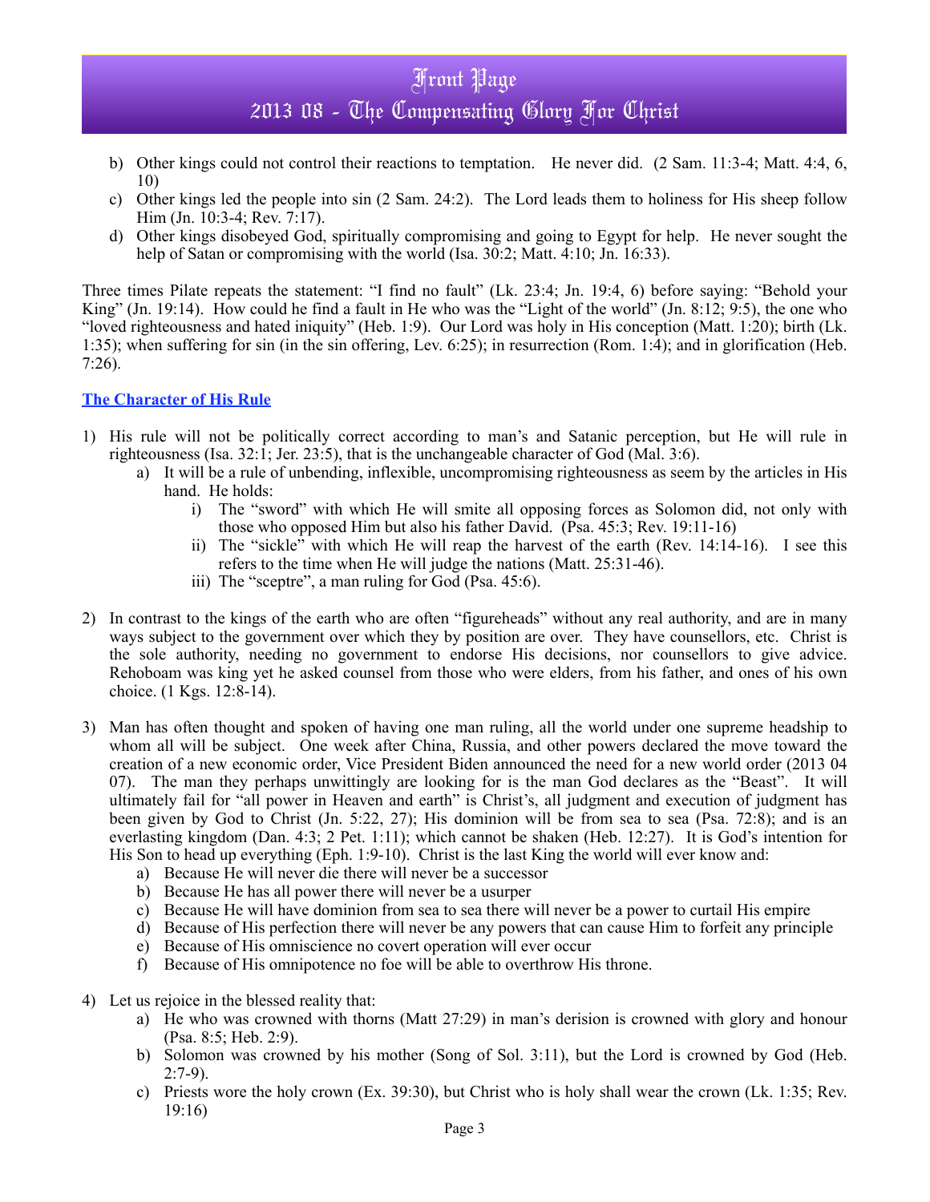b) Other kings could not control their reactions to temptation. He never did. (2 Sam. 11:3-4; Matt. 4:4, 6, 10)
c) Other kings led the people into sin (2 Sam. 24:2). The Lord leads them to holiness for His sheep follow Him (Jn. 10:3-4; Rev. 7:17).
d) Other kings disobeyed God, spiritually compromising and going to Egypt for help. He never sought the help of Satan or compromising with the world (Isa. 30:2; Matt. 4:10; Jn. 16:33).

Three times Pilate repeats the statement: "I find no fault" (Lk. 23:4; Jn. 19:4, 6) before saying: "Behold your King" (Jn. 19:14). How could he find a fault in He who was the "Light of the world" (Jn. 8:12; 9:5), the one who "loved righteousness and hated iniquity" (Heb. 1:9). Our Lord was holy in His conception (Matt. 1:20); birth (Lk. 1:35); when suffering for sin (in the sin offering, Lev. 6:25); in resurrection (Rom. 1:4); and in glorification (Heb. 7:26).

## The Character of His Rule

1) His rule will not be politically correct according to man's and Satanic perception, but He will rule in righteousness (Isa. 32:1; Jer. 23:5), that is the unchangeable character of God (Mal. 3:6).
    a) It will be a rule of unbending, inflexible, uncompromising righteousness as seem by the articles in His hand. He holds:
        i) The "sword" with which He will smite all opposing forces as Solomon did, not only with those who opposed Him but also his father David. (Psa. 45:3; Rev. 19:11-16)
        ii) The "sickle" with which He will reap the harvest of the earth (Rev. 14:14-16). I see this refers to the time when He will judge the nations (Matt. 25:31-46).
        iii) The "sceptre", a man ruling for God (Psa. 45:6).

2) In contrast to the kings of the earth who are often "figureheads" without any real authority, and are in many ways subject to the government over which they by position are over. They have counsellors, etc. Christ is the sole authority, needing no government to endorse His decisions, nor counsellors to give advice. Rehoboam was king yet he asked counsel from those who were elders, from his father, and ones of his own choice. (1 Kgs. 12:8-14).

3) Man has often thought and spoken of having one man ruling, all the world under one supreme headship to whom all will be subject. One week after China, Russia, and other powers declared the move toward the creation of a new economic order, Vice President Biden announced the need for a new world order (2013 04 07). The man they perhaps unwittingly are looking for is the man God declares as the "Beast". It will ultimately fail for "all power in Heaven and earth" is Christ's, all judgment and execution of judgment has been given by God to Christ (Jn. 5:22, 27); His dominion will be from sea to sea (Psa. 72:8); and is an everlasting kingdom (Dan. 4:3; 2 Pet. 1:11); which cannot be shaken (Heb. 12:27). It is God's intention for His Son to head up everything (Eph. 1:9-10). Christ is the last King the world will ever know and:
    a) Because He will never die there will never be a successor
    b) Because He has all power there will never be a usurper
    c) Because He will have dominion from sea to sea there will never be a power to curtail His empire
    d) Because of His perfection there will never be any powers that can cause Him to forfeit any principle
    e) Because of His omniscience no covert operation will ever occur
    f) Because of His omnipotence no foe will be able to overthrow His throne.

4) Let us rejoice in the blessed reality that:
    a) He who was crowned with thorns (Matt 27:29) in man's derision is crowned with glory and honour (Psa. 8:5; Heb. 2:9).
    b) Solomon was crowned by his mother (Song of Sol. 3:11), but the Lord is crowned by God (Heb. 2:7-9).
    c) Priests wore the holy crown (Ex. 39:30), but Christ who is holy shall wear the crown (Lk. 1:35; Rev. 19:16)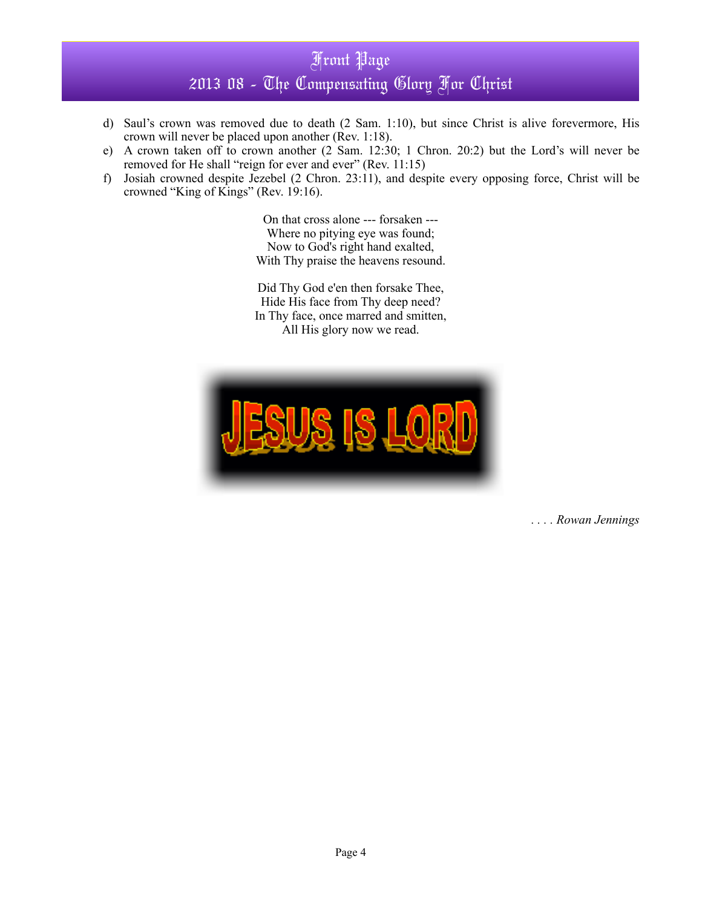d) Saul’s crown was removed due to death (2 Sam. 1:10), but since Christ is alive forevermore, His crown will never be placed upon another (Rev. 1:18).
e) A crown taken off to crown another (2 Sam. 12:30; 1 Chron. 20:2) but the Lord’s will never be removed for He shall “reign for ever and ever” (Rev. 11:15)
f) Josiah crowned despite Jezebel (2 Chron. 23:11), and despite every opposing force, Christ will be crowned “King of Kings” (Rev. 19:16).

On that cross alone --- forsaken ---
Where no pitying eye was found;
Now to God's right hand exalted,
With Thy praise the heavens resound.

Did Thy God e'en then forsake Thee,
Hide His face from Thy deep need?
In Thy face, once marred and smitten,
All His glory now we read.

JESUS IS LORD

*. . . . Rowan Jennings*